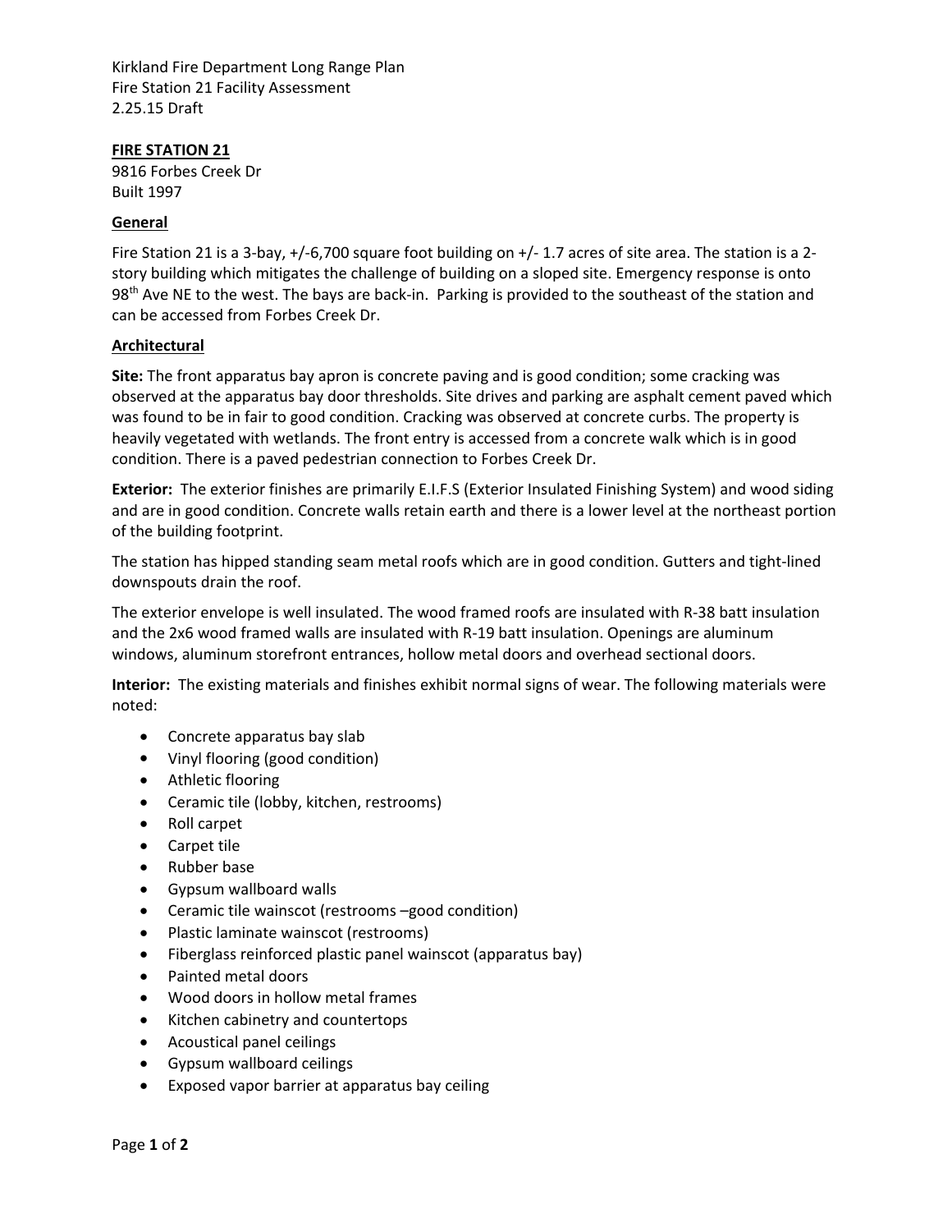Kirkland Fire Department Long Range Plan
Fire Station 21 Facility Assessment
2.25.15 Draft

## FIRE STATION 21

9816 Forbes Creek Dr
Built 1997

### General

Fire Station 21 is a 3-bay, +/-6,700 square foot building on +/- 1.7 acres of site area. The station is a 2-story building which mitigates the challenge of building on a sloped site. Emergency response is onto 98th Ave NE to the west. The bays are back-in. Parking is provided to the southeast of the station and can be accessed from Forbes Creek Dr.

### Architectural

**Site:** The front apparatus bay apron is concrete paving and is good condition; some cracking was observed at the apparatus bay door thresholds. Site drives and parking are asphalt cement paved which was found to be in fair to good condition. Cracking was observed at concrete curbs. The property is heavily vegetated with wetlands. The front entry is accessed from a concrete walk which is in good condition. There is a paved pedestrian connection to Forbes Creek Dr.

**Exterior:** The exterior finishes are primarily E.I.F.S (Exterior Insulated Finishing System) and wood siding and are in good condition. Concrete walls retain earth and there is a lower level at the northeast portion of the building footprint.

The station has hipped standing seam metal roofs which are in good condition. Gutters and tight-lined downspouts drain the roof.

The exterior envelope is well insulated. The wood framed roofs are insulated with R-38 batt insulation and the 2x6 wood framed walls are insulated with R-19 batt insulation. Openings are aluminum windows, aluminum storefront entrances, hollow metal doors and overhead sectional doors.

**Interior:** The existing materials and finishes exhibit normal signs of wear. The following materials were noted:

- Concrete apparatus bay slab
- Vinyl flooring (good condition)
- Athletic flooring
- Ceramic tile (lobby, kitchen, restrooms)
- Roll carpet
- Carpet tile
- Rubber base
- Gypsum wallboard walls
- Ceramic tile wainscot (restrooms –good condition)
- Plastic laminate wainscot (restrooms)
- Fiberglass reinforced plastic panel wainscot (apparatus bay)
- Painted metal doors
- Wood doors in hollow metal frames
- Kitchen cabinetry and countertops
- Acoustical panel ceilings
- Gypsum wallboard ceilings
- Exposed vapor barrier at apparatus bay ceiling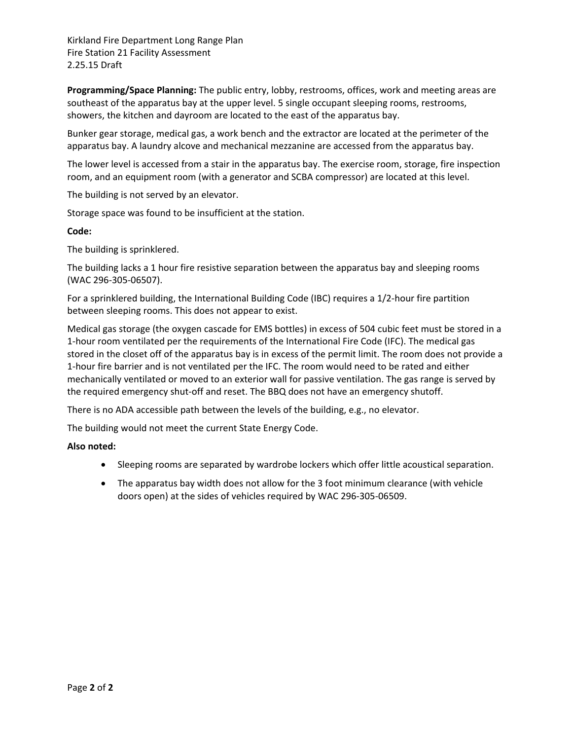**Programming/Space Planning:** The public entry, lobby, restrooms, offices, work and meeting areas are southeast of the apparatus bay at the upper level. 5 single occupant sleeping rooms, restrooms, showers, the kitchen and dayroom are located to the east of the apparatus bay.

Bunker gear storage, medical gas, a work bench and the extractor are located at the perimeter of the apparatus bay. A laundry alcove and mechanical mezzanine are accessed from the apparatus bay.

The lower level is accessed from a stair in the apparatus bay. The exercise room, storage, fire inspection room, and an equipment room (with a generator and SCBA compressor) are located at this level.

The building is not served by an elevator.

Storage space was found to be insufficient at the station.

**Code:**

The building is sprinklered.

The building lacks a 1 hour fire resistive separation between the apparatus bay and sleeping rooms (WAC 296-305-06507).

For a sprinklered building, the International Building Code (IBC) requires a 1/2-hour fire partition between sleeping rooms. This does not appear to exist.

Medical gas storage (the oxygen cascade for EMS bottles) in excess of 504 cubic feet must be stored in a 1-hour room ventilated per the requirements of the International Fire Code (IFC). The medical gas stored in the closet off of the apparatus bay is in excess of the permit limit. The room does not provide a 1-hour fire barrier and is not ventilated per the IFC. The room would need to be rated and either mechanically ventilated or moved to an exterior wall for passive ventilation. The gas range is served by the required emergency shut-off and reset. The BBQ does not have an emergency shutoff.

There is no ADA accessible path between the levels of the building, e.g., no elevator.

The building would not meet the current State Energy Code.

**Also noted:**

- Sleeping rooms are separated by wardrobe lockers which offer little acoustical separation.
- The apparatus bay width does not allow for the 3 foot minimum clearance (with vehicle doors open) at the sides of vehicles required by WAC 296-305-06509.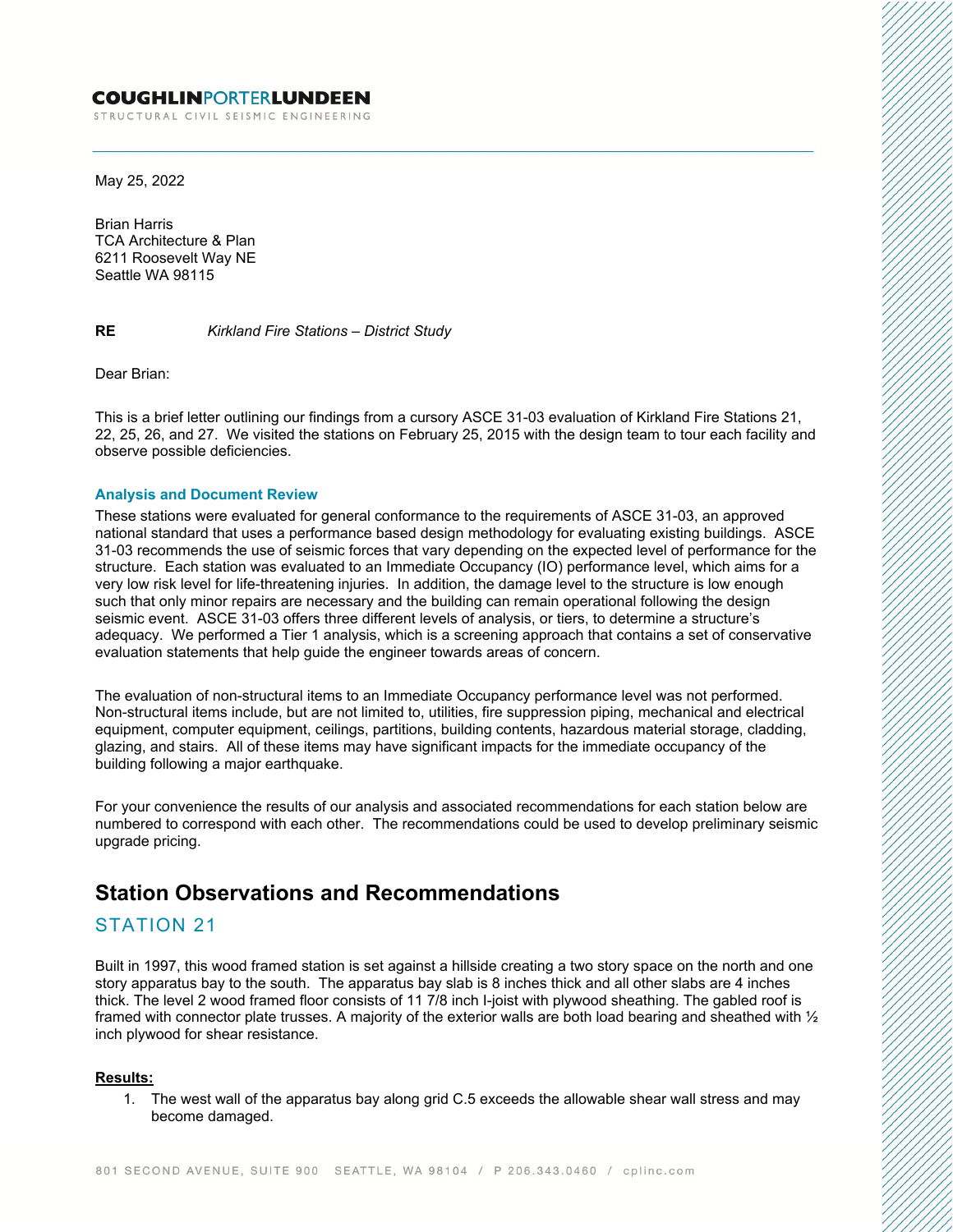**COUGHLINPORTERLUNDEEN**
STRUCTURAL CIVIL SEISMIC ENGINEERING

May 25, 2022

Brian Harris
TCA Architecture & Plan
6211 Roosevelt Way NE
Seattle WA 98115

**RE** *Kirkland Fire Stations – District Study*

Dear Brian:

This is a brief letter outlining our findings from a cursory ASCE 31-03 evaluation of Kirkland Fire Stations 21, 22, 25, 26, and 27. We visited the stations on February 25, 2015 with the design team to tour each facility and observe possible deficiencies.

### Analysis and Document Review

These stations were evaluated for general conformance to the requirements of ASCE 31-03, an approved national standard that uses a performance based design methodology for evaluating existing buildings. ASCE 31-03 recommends the use of seismic forces that vary depending on the expected level of performance for the structure. Each station was evaluated to an Immediate Occupancy (IO) performance level, which aims for a very low risk level for life-threatening injuries. In addition, the damage level to the structure is low enough such that only minor repairs are necessary and the building can remain operational following the design seismic event. ASCE 31-03 offers three different levels of analysis, or tiers, to determine a structure's adequacy. We performed a Tier 1 analysis, which is a screening approach that contains a set of conservative evaluation statements that help guide the engineer towards areas of concern.

The evaluation of non-structural items to an Immediate Occupancy performance level was not performed. Non-structural items include, but are not limited to, utilities, fire suppression piping, mechanical and electrical equipment, computer equipment, ceilings, partitions, building contents, hazardous material storage, cladding, glazing, and stairs. All of these items may have significant impacts for the immediate occupancy of the building following a major earthquake.

For your convenience the results of our analysis and associated recommendations for each station below are numbered to correspond with each other. The recommendations could be used to develop preliminary seismic upgrade pricing.

## Station Observations and Recommendations

### STATION 21

Built in 1997, this wood framed station is set against a hillside creating a two story space on the north and one story apparatus bay to the south. The apparatus bay slab is 8 inches thick and all other slabs are 4 inches thick. The level 2 wood framed floor consists of 11 7/8 inch I-joist with plywood sheathing. The gabled roof is framed with connector plate trusses. A majority of the exterior walls are both load bearing and sheathed with ½ inch plywood for shear resistance.

**Results:**

1. The west wall of the apparatus bay along grid C.5 exceeds the allowable shear wall stress and may become damaged.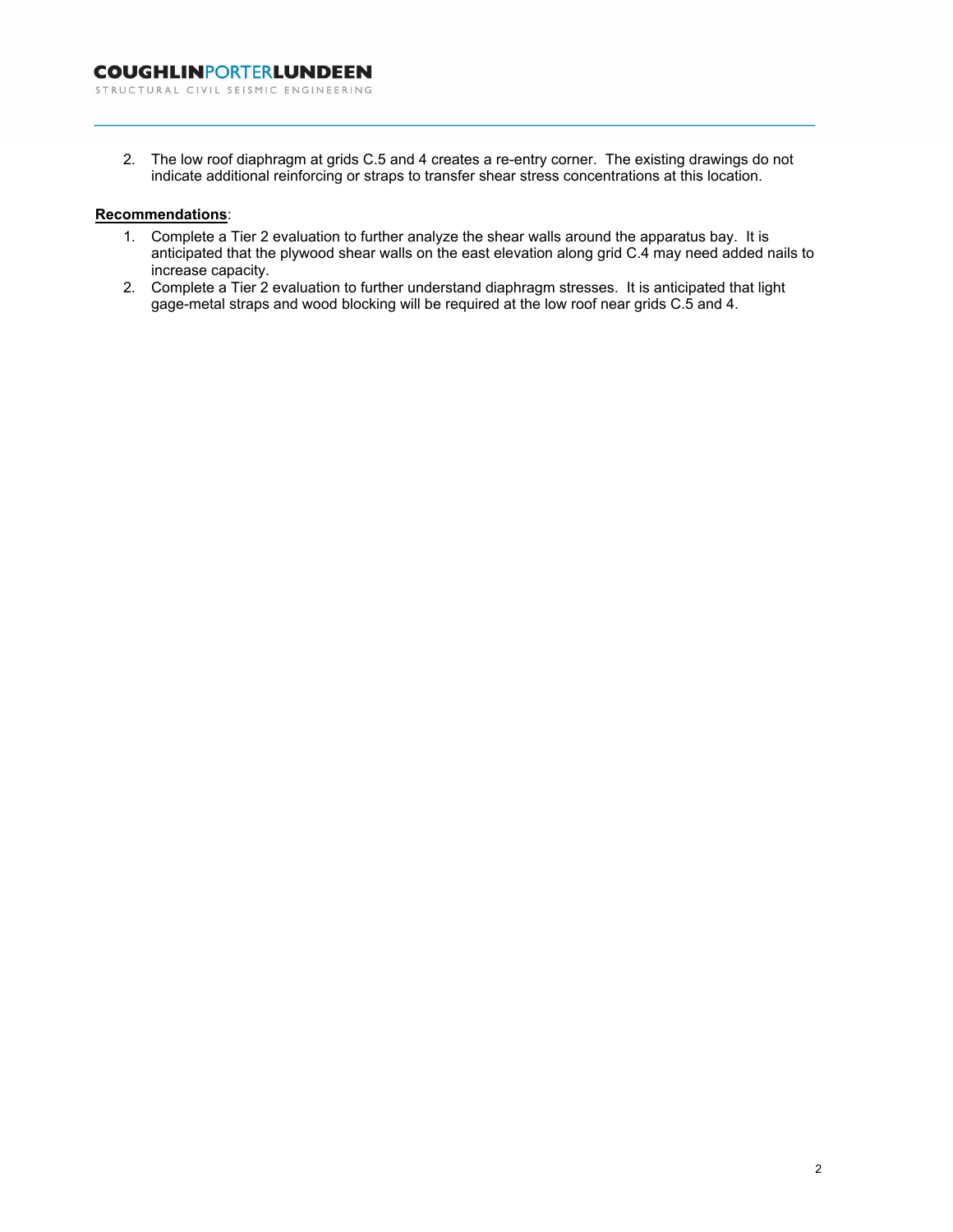2. The low roof diaphragm at grids C.5 and 4 creates a re-entry corner. The existing drawings do not indicate additional reinforcing or straps to transfer shear stress concentrations at this location.

**Recommendations**:

1. Complete a Tier 2 evaluation to further analyze the shear walls around the apparatus bay. It is anticipated that the plywood shear walls on the east elevation along grid C.4 may need added nails to increase capacity.
2. Complete a Tier 2 evaluation to further understand diaphragm stresses. It is anticipated that light gage-metal straps and wood blocking will be required at the low roof near grids C.5 and 4.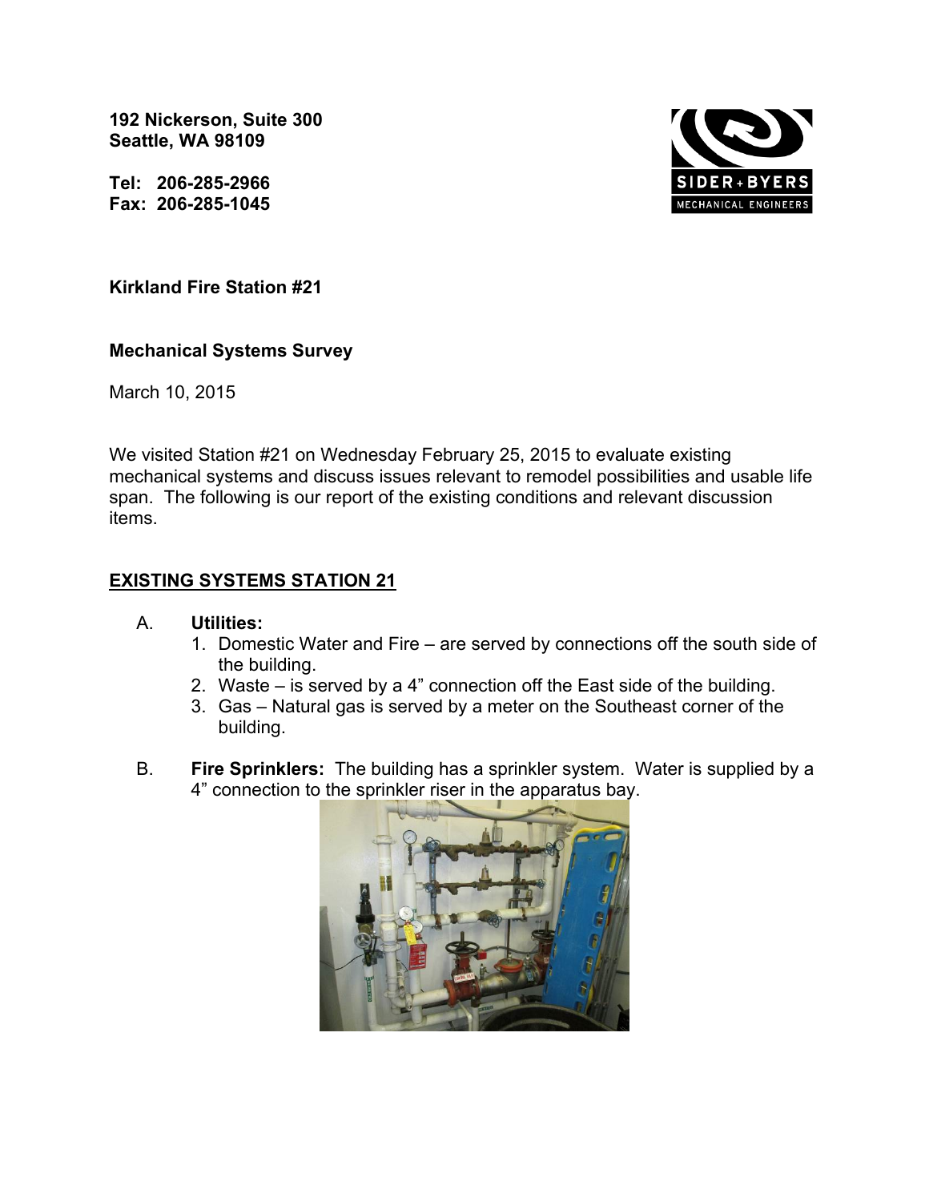192 Nickerson, Suite 300
Seattle, WA 98109

Tel: 206-285-2966
Fax: 206-285-1045

**Kirkland Fire Station #21**

**Mechanical Systems Survey**

March 10, 2015

We visited Station #21 on Wednesday February 25, 2015 to evaluate existing mechanical systems and discuss issues relevant to remodel possibilities and usable life span. The following is our report of the existing conditions and relevant discussion items.

## EXISTING SYSTEMS STATION 21

A. **Utilities:**
   1. Domestic Water and Fire – are served by connections off the south side of the building.
   2. Waste – is served by a 4" connection off the East side of the building.
   3. Gas – Natural gas is served by a meter on the Southeast corner of the building.

B. **Fire Sprinklers:** The building has a sprinkler system. Water is supplied by a 4" connection to the sprinkler riser in the apparatus bay.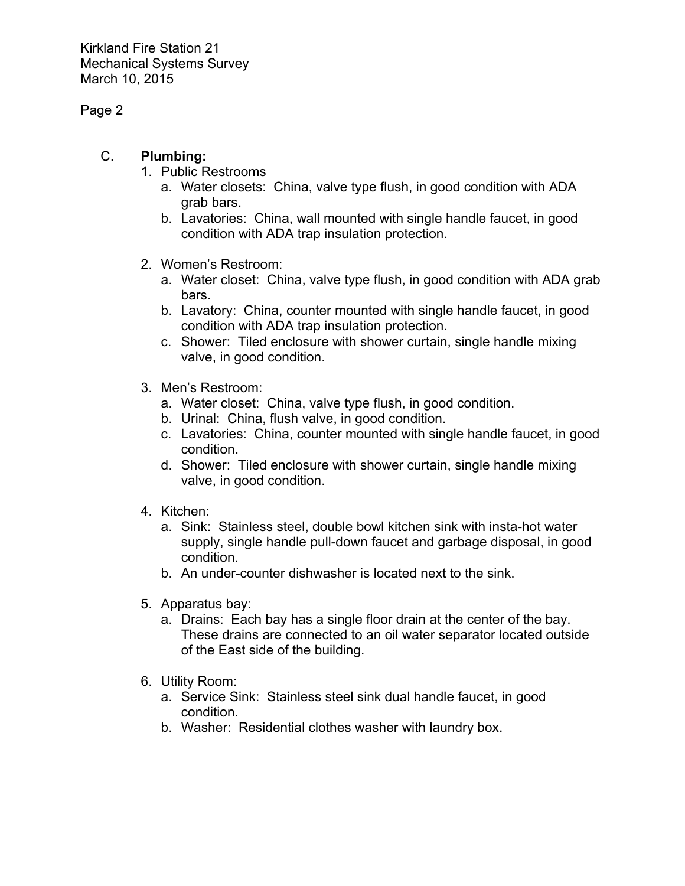C. **Plumbing:**

1. Public Restrooms
   a. Water closets: China, valve type flush, in good condition with ADA grab bars.
   b. Lavatories: China, wall mounted with single handle faucet, in good condition with ADA trap insulation protection.

2. Women's Restroom:
   a. Water closet: China, valve type flush, in good condition with ADA grab bars.
   b. Lavatory: China, counter mounted with single handle faucet, in good condition with ADA trap insulation protection.
   c. Shower: Tiled enclosure with shower curtain, single handle mixing valve, in good condition.

3. Men's Restroom:
   a. Water closet: China, valve type flush, in good condition.
   b. Urinal: China, flush valve, in good condition.
   c. Lavatories: China, counter mounted with single handle faucet, in good condition.
   d. Shower: Tiled enclosure with shower curtain, single handle mixing valve, in good condition.

4. Kitchen:
   a. Sink: Stainless steel, double bowl kitchen sink with insta-hot water supply, single handle pull-down faucet and garbage disposal, in good condition.
   b. An under-counter dishwasher is located next to the sink.

5. Apparatus bay:
   a. Drains: Each bay has a single floor drain at the center of the bay. These drains are connected to an oil water separator located outside of the East side of the building.

6. Utility Room:
   a. Service Sink: Stainless steel sink dual handle faucet, in good condition.
   b. Washer: Residential clothes washer with laundry box.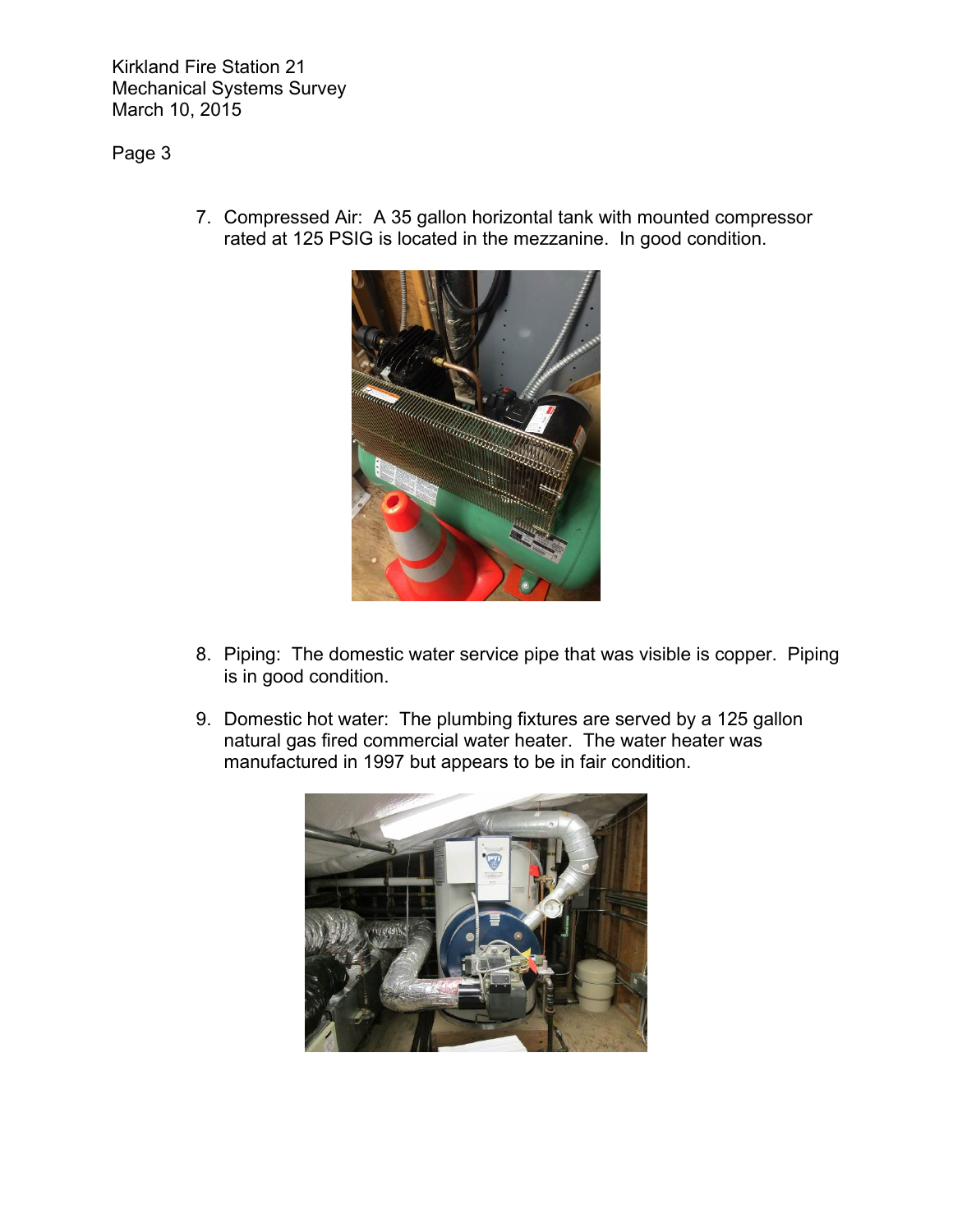7. Compressed Air: A 35 gallon horizontal tank with mounted compressor rated at 125 PSIG is located in the mezzanine. In good condition.

8. Piping: The domestic water service pipe that was visible is copper. Piping is in good condition.

9. Domestic hot water: The plumbing fixtures are served by a 125 gallon natural gas fired commercial water heater. The water heater was manufactured in 1997 but appears to be in fair condition.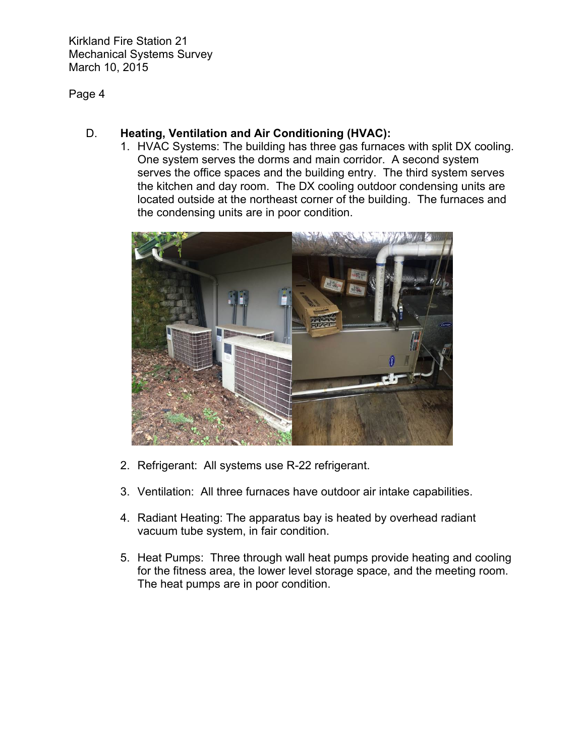D. **Heating, Ventilation and Air Conditioning (HVAC):**

1. HVAC Systems: The building has three gas furnaces with split DX cooling. One system serves the dorms and main corridor. A second system serves the office spaces and the building entry. The third system serves the kitchen and day room. The DX cooling outdoor condensing units are located outside at the northeast corner of the building. The furnaces and the condensing units are in poor condition.

2. Refrigerant: All systems use R-22 refrigerant.

3. Ventilation: All three furnaces have outdoor air intake capabilities.

4. Radiant Heating: The apparatus bay is heated by overhead radiant vacuum tube system, in fair condition.

5. Heat Pumps: Three through wall heat pumps provide heating and cooling for the fitness area, the lower level storage space, and the meeting room. The heat pumps are in poor condition.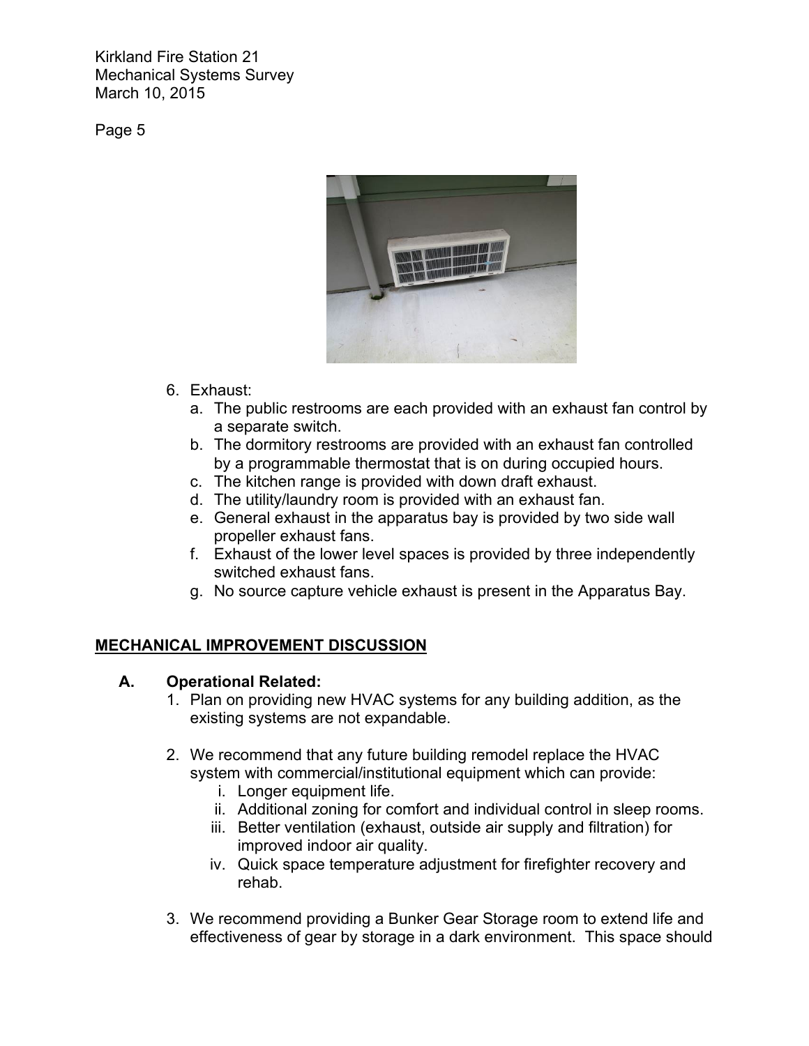6. Exhaust:
   a. The public restrooms are each provided with an exhaust fan control by a separate switch.
   b. The dormitory restrooms are provided with an exhaust fan controlled by a programmable thermostat that is on during occupied hours.
   c. The kitchen range is provided with down draft exhaust.
   d. The utility/laundry room is provided with an exhaust fan.
   e. General exhaust in the apparatus bay is provided by two side wall propeller exhaust fans.
   f. Exhaust of the lower level spaces is provided by three independently switched exhaust fans.
   g. No source capture vehicle exhaust is present in the Apparatus Bay.

## MECHANICAL IMPROVEMENT DISCUSSION

### A. Operational Related:

1. Plan on providing new HVAC systems for any building addition, as the existing systems are not expandable.

2. We recommend that any future building remodel replace the HVAC system with commercial/institutional equipment which can provide:
   i. Longer equipment life.
   ii. Additional zoning for comfort and individual control in sleep rooms.
   iii. Better ventilation (exhaust, outside air supply and filtration) for improved indoor air quality.
   iv. Quick space temperature adjustment for firefighter recovery and rehab.

3. We recommend providing a Bunker Gear Storage room to extend life and effectiveness of gear by storage in a dark environment. This space should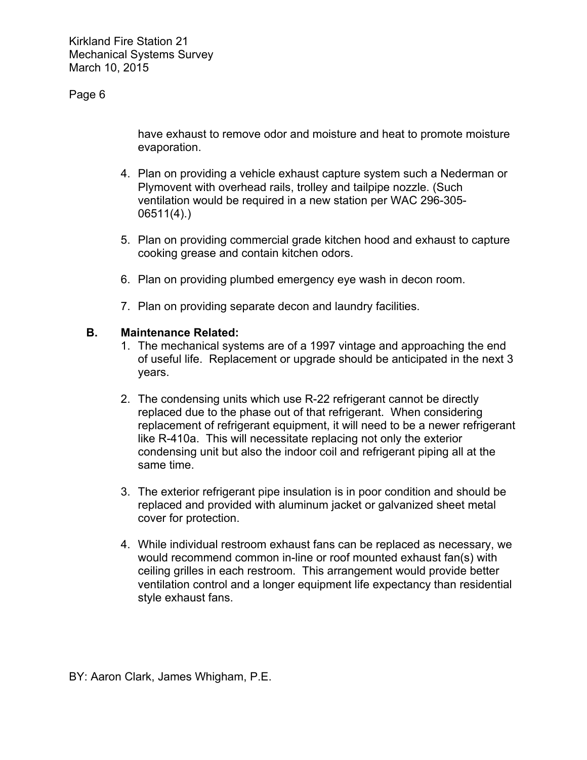have exhaust to remove odor and moisture and heat to promote moisture evaporation.

4. Plan on providing a vehicle exhaust capture system such a Nederman or Plymovent with overhead rails, trolley and tailpipe nozzle. (Such ventilation would be required in a new station per WAC 296-305-06511(4).)

5. Plan on providing commercial grade kitchen hood and exhaust to capture cooking grease and contain kitchen odors.

6. Plan on providing plumbed emergency eye wash in decon room.

7. Plan on providing separate decon and laundry facilities.

**B. Maintenance Related:**

1. The mechanical systems are of a 1997 vintage and approaching the end of useful life. Replacement or upgrade should be anticipated in the next 3 years.

2. The condensing units which use R-22 refrigerant cannot be directly replaced due to the phase out of that refrigerant. When considering replacement of refrigerant equipment, it will need to be a newer refrigerant like R-410a. This will necessitate replacing not only the exterior condensing unit but also the indoor coil and refrigerant piping all at the same time.

3. The exterior refrigerant pipe insulation is in poor condition and should be replaced and provided with aluminum jacket or galvanized sheet metal cover for protection.

4. While individual restroom exhaust fans can be replaced as necessary, we would recommend common in-line or roof mounted exhaust fan(s) with ceiling grilles in each restroom. This arrangement would provide better ventilation control and a longer equipment life expectancy than residential style exhaust fans.

BY: Aaron Clark, James Whigham, P.E.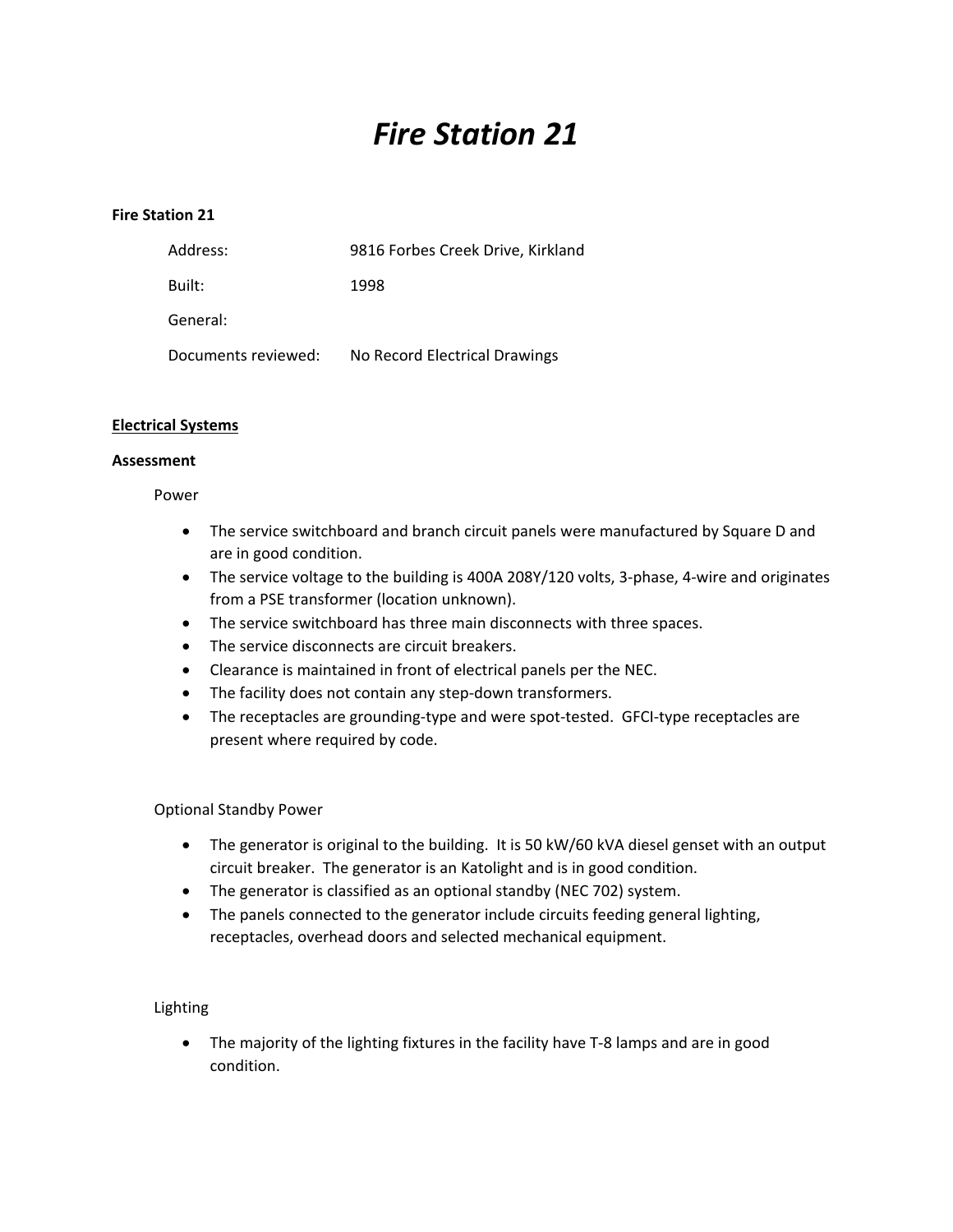# *Fire Station 21*

**Fire Station 21**

Address: 9816 Forbes Creek Drive, Kirkland

Built: 1998

General:

Documents reviewed: No Record Electrical Drawings

**<u>Electrical Systems</u>**

**Assessment**

Power

- The service switchboard and branch circuit panels were manufactured by Square D and are in good condition.
- The service voltage to the building is 400A 208Y/120 volts, 3-phase, 4-wire and originates from a PSE transformer (location unknown).
- The service switchboard has three main disconnects with three spaces.
- The service disconnects are circuit breakers.
- Clearance is maintained in front of electrical panels per the NEC.
- The facility does not contain any step-down transformers.
- The receptacles are grounding-type and were spot-tested. GFCI-type receptacles are present where required by code.

Optional Standby Power

- The generator is original to the building. It is 50 kW/60 kVA diesel genset with an output circuit breaker. The generator is an Katolight and is in good condition.
- The generator is classified as an optional standby (NEC 702) system.
- The panels connected to the generator include circuits feeding general lighting, receptacles, overhead doors and selected mechanical equipment.

Lighting

- The majority of the lighting fixtures in the facility have T-8 lamps and are in good condition.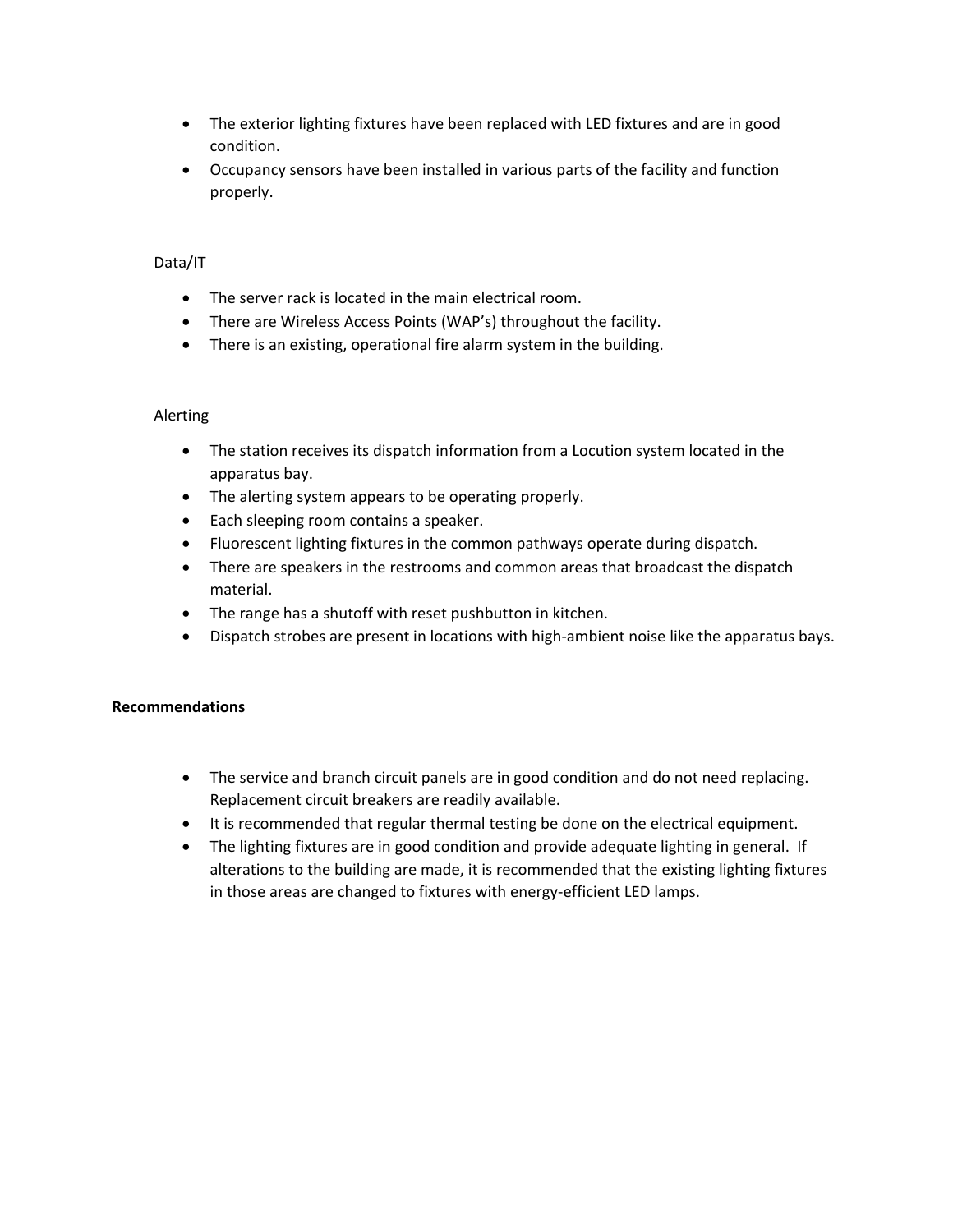- The exterior lighting fixtures have been replaced with LED fixtures and are in good condition.
- Occupancy sensors have been installed in various parts of the facility and function properly.

Data/IT

- The server rack is located in the main electrical room.
- There are Wireless Access Points (WAP's) throughout the facility.
- There is an existing, operational fire alarm system in the building.

Alerting

- The station receives its dispatch information from a Locution system located in the apparatus bay.
- The alerting system appears to be operating properly.
- Each sleeping room contains a speaker.
- Fluorescent lighting fixtures in the common pathways operate during dispatch.
- There are speakers in the restrooms and common areas that broadcast the dispatch material.
- The range has a shutoff with reset pushbutton in kitchen.
- Dispatch strobes are present in locations with high-ambient noise like the apparatus bays.

**Recommendations**

- The service and branch circuit panels are in good condition and do not need replacing. Replacement circuit breakers are readily available.
- It is recommended that regular thermal testing be done on the electrical equipment.
- The lighting fixtures are in good condition and provide adequate lighting in general. If alterations to the building are made, it is recommended that the existing lighting fixtures in those areas are changed to fixtures with energy-efficient LED lamps.